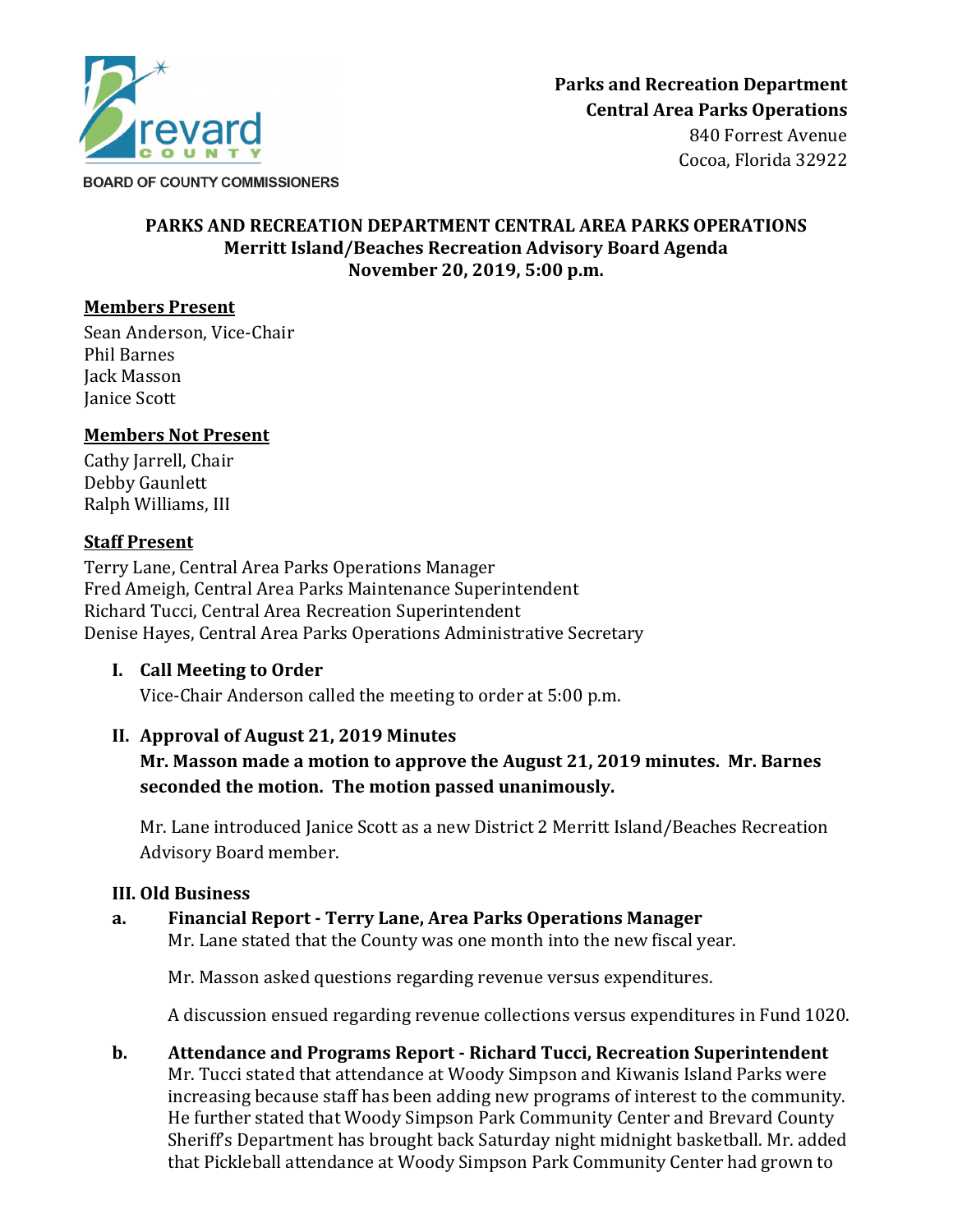**Parks and Recreation Department**
**Central Area Parks Operations**
840 Forrest Avenue
Cocoa, Florida 32922

BOARD OF COUNTY COMMISSIONERS

# PARKS AND RECREATION DEPARTMENT CENTRAL AREA PARKS OPERATIONS
## Merritt Island/Beaches Recreation Advisory Board Agenda
## November 20, 2019, 5:00 p.m.

**Members Present**

Sean Anderson, Vice-Chair
Phil Barnes
Jack Masson
Janice Scott

**Members Not Present**

Cathy Jarrell, Chair
Debby Gaunlett
Ralph Williams, III

**Staff Present**

Terry Lane, Central Area Parks Operations Manager
Fred Ameigh, Central Area Parks Maintenance Superintendent
Richard Tucci, Central Area Recreation Superintendent
Denise Hayes, Central Area Parks Operations Administrative Secretary

### I. Call Meeting to Order

Vice-Chair Anderson called the meeting to order at 5:00 p.m.

### II. Approval of August 21, 2019 Minutes

**Mr. Masson made a motion to approve the August 21, 2019 minutes. Mr. Barnes seconded the motion. The motion passed unanimously.**

Mr. Lane introduced Janice Scott as a new District 2 Merritt Island/Beaches Recreation Advisory Board member.

### III. Old Business

**a. Financial Report - Terry Lane, Area Parks Operations Manager**

Mr. Lane stated that the County was one month into the new fiscal year.

Mr. Masson asked questions regarding revenue versus expenditures.

A discussion ensued regarding revenue collections versus expenditures in Fund 1020.

**b. Attendance and Programs Report - Richard Tucci, Recreation Superintendent**

Mr. Tucci stated that attendance at Woody Simpson and Kiwanis Island Parks were increasing because staff has been adding new programs of interest to the community. He further stated that Woody Simpson Park Community Center and Brevard County Sheriff's Department has brought back Saturday night midnight basketball. Mr. added that Pickleball attendance at Woody Simpson Park Community Center had grown to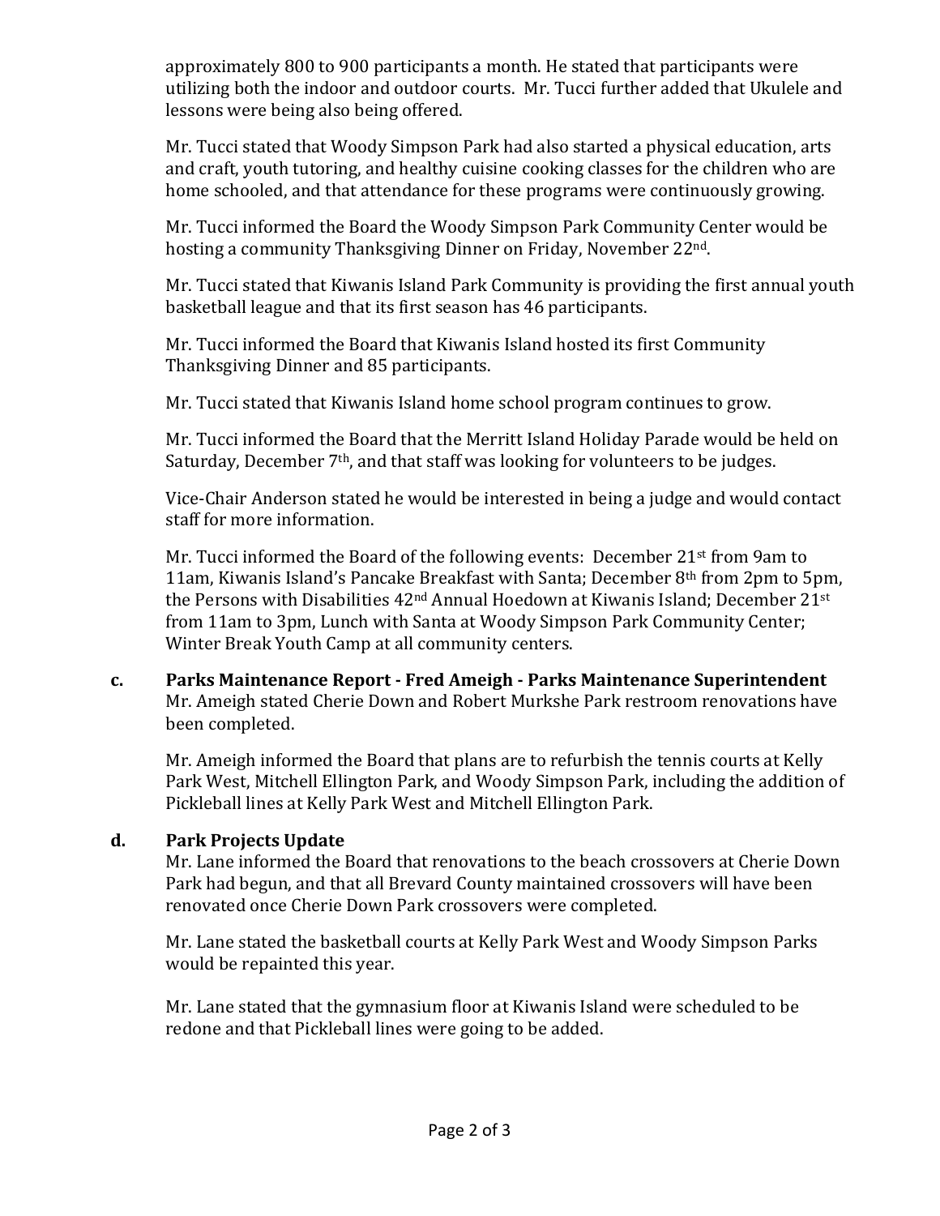approximately 800 to 900 participants a month. He stated that participants were utilizing both the indoor and outdoor courts. Mr. Tucci further added that Ukulele and lessons were being also being offered.

Mr. Tucci stated that Woody Simpson Park had also started a physical education, arts and craft, youth tutoring, and healthy cuisine cooking classes for the children who are home schooled, and that attendance for these programs were continuously growing.

Mr. Tucci informed the Board the Woody Simpson Park Community Center would be hosting a community Thanksgiving Dinner on Friday, November 22nd.

Mr. Tucci stated that Kiwanis Island Park Community is providing the first annual youth basketball league and that its first season has 46 participants.

Mr. Tucci informed the Board that Kiwanis Island hosted its first Community Thanksgiving Dinner and 85 participants.

Mr. Tucci stated that Kiwanis Island home school program continues to grow.

Mr. Tucci informed the Board that the Merritt Island Holiday Parade would be held on Saturday, December 7th, and that staff was looking for volunteers to be judges.

Vice-Chair Anderson stated he would be interested in being a judge and would contact staff for more information.

Mr. Tucci informed the Board of the following events: December 21st from 9am to 11am, Kiwanis Island's Pancake Breakfast with Santa; December 8th from 2pm to 5pm, the Persons with Disabilities 42nd Annual Hoedown at Kiwanis Island; December 21st from 11am to 3pm, Lunch with Santa at Woody Simpson Park Community Center; Winter Break Youth Camp at all community centers.

**c. Parks Maintenance Report - Fred Ameigh - Parks Maintenance Superintendent**

Mr. Ameigh stated Cherie Down and Robert Murkshe Park restroom renovations have been completed.

Mr. Ameigh informed the Board that plans are to refurbish the tennis courts at Kelly Park West, Mitchell Ellington Park, and Woody Simpson Park, including the addition of Pickleball lines at Kelly Park West and Mitchell Ellington Park.

**d. Park Projects Update**

Mr. Lane informed the Board that renovations to the beach crossovers at Cherie Down Park had begun, and that all Brevard County maintained crossovers will have been renovated once Cherie Down Park crossovers were completed.

Mr. Lane stated the basketball courts at Kelly Park West and Woody Simpson Parks would be repainted this year.

Mr. Lane stated that the gymnasium floor at Kiwanis Island were scheduled to be redone and that Pickleball lines were going to be added.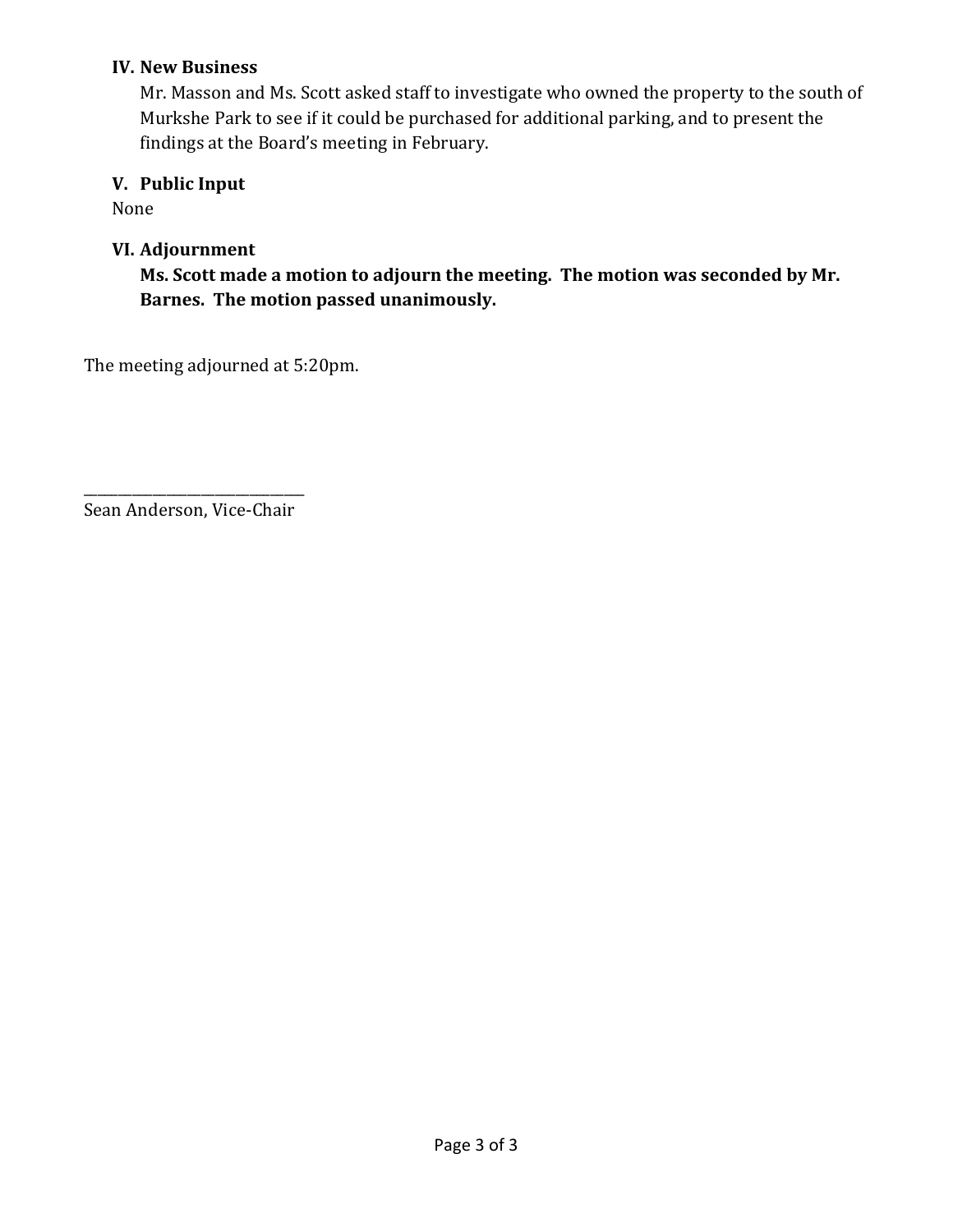## IV. New Business

Mr. Masson and Ms. Scott asked staff to investigate who owned the property to the south of Murkshe Park to see if it could be purchased for additional parking, and to present the findings at the Board's meeting in February.

## V. Public Input

None

## VI. Adjournment

**Ms. Scott made a motion to adjourn the meeting. The motion was seconded by Mr. Barnes. The motion passed unanimously.**

The meeting adjourned at 5:20pm.

\_\_\_\_\_\_\_\_\_\_\_\_\_\_\_\_\_\_\_\_\_\_\_\_\_\_\_\_\_\_

Sean Anderson, Vice-Chair